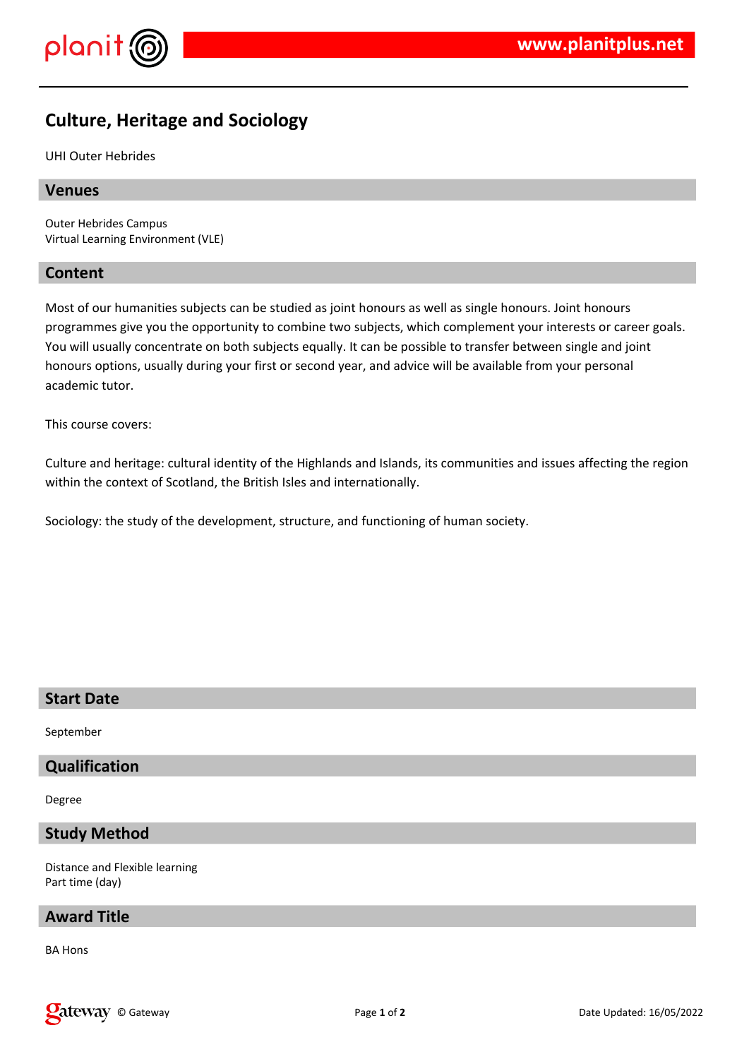# Culture, Heritage and Sociology

UHI Outer Hebrides

## Venues

Outer Hebrides Campus
Virtual Learning Environment (VLE)

## Content

Most of our humanities subjects can be studied as joint honours as well as single honours. Joint honours programmes give you the opportunity to combine two subjects, which complement your interests or career goals. You will usually concentrate on both subjects equally. It can be possible to transfer between single and joint honours options, usually during your first or second year, and advice will be available from your personal academic tutor.

This course covers:

Culture and heritage: cultural identity of the Highlands and Islands, its communities and issues affecting the region within the context of Scotland, the British Isles and internationally.

Sociology: the study of the development, structure, and functioning of human society.

## Start Date

September

## Qualification

Degree

## Study Method

Distance and Flexible learning
Part time (day)

## Award Title

BA Hons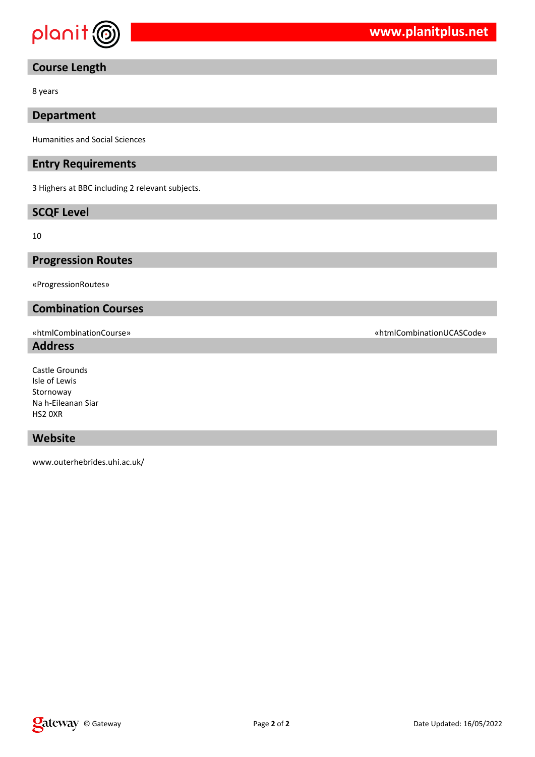## Course Length

8 years

## Department

Humanities and Social Sciences

## Entry Requirements

3 Highers at BBC including 2 relevant subjects.

## SCQF Level

10

## Progression Routes

«ProgressionRoutes»

## Combination Courses

«htmlCombinationCourse» «htmlCombinationUCASCode»

## Address

Castle Grounds
Isle of Lewis
Stornoway
Na h-Eileanan Siar
HS2 0XR

## Website

www.outerhebrides.uhi.ac.uk/